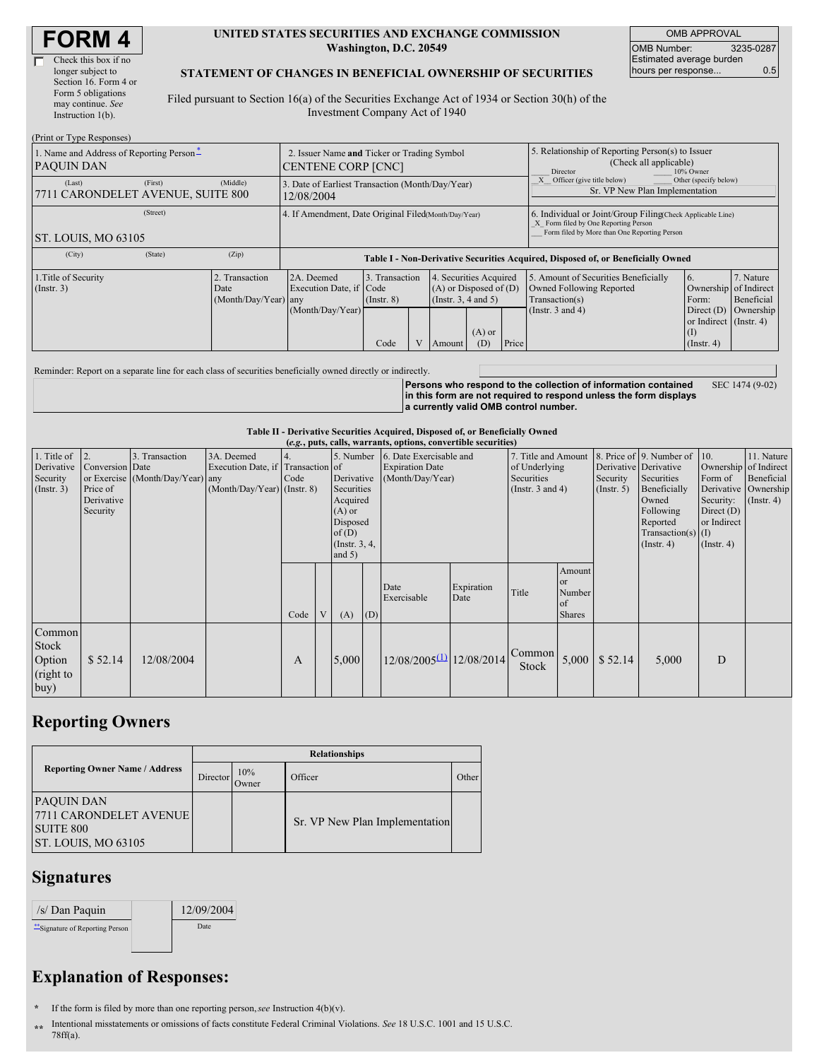# FORM 4

☐ Check this box if no longer subject to Section 16. Form 4 or Form 5 obligations may continue. *See* Instruction 1(b).

**UNITED STATES SECURITIES AND EXCHANGE COMMISSION**
**Washington, D.C. 20549**

**STATEMENT OF CHANGES IN BENEFICIAL OWNERSHIP OF SECURITIES**

Filed pursuant to Section 16(a) of the Securities Exchange Act of 1934 or Section 30(h) of the Investment Company Act of 1940

| OMB APPROVAL | |
|---|---|
| OMB Number: | 3235-0287 |
| Estimated average burden hours per response... | 0.5 |

(Print or Type Responses)

| 1. Name and Address of Reporting Person * | 2. Issuer Name and Ticker or Trading Symbol | 5. Relationship of Reporting Person(s) to Issuer (Check all applicable) |
|---|---|---|
| PAQUIN DAN | CENTENE CORP [CNC] | ___ Director ___ 10% Owner |
| (Last) (First) (Middle) 7711 CARONDELET AVENUE, SUITE 800 | 3. Date of Earliest Transaction (Month/Day/Year) 12/08/2004 | _X_ Officer (give title below) ___ Other (specify below) Sr. VP New Plan Implementation |
| (Street) ST. LOUIS, MO 63105 | 4. If Amendment, Date Original Filed(Month/Day/Year) | 6. Individual or Joint/Group Filing(Check Applicable Line) _X_ Form filed by One Reporting Person ___ Form filed by More than One Reporting Person |
| (City) (State) (Zip) | | |

**Table I - Non-Derivative Securities Acquired, Disposed of, or Beneficially Owned**

| 1.Title of Security (Instr. 3) | 2. Transaction Date (Month/Day/Year) | 2A. Deemed Execution Date, if any (Month/Day/Year) | 3. Transaction Code (Instr. 8) | | 4. Securities Acquired (A) or Disposed of (D) (Instr. 3, 4 and 5) | | | 5. Amount of Securities Beneficially Owned Following Reported Transaction(s) (Instr. 3 and 4) | 6. Ownership Form: Direct (D) or Indirect (I) (Instr. 4) | 7. Nature of Indirect Beneficial Ownership (Instr. 4) |
|---|---|---|---|---|---|---|---|---|---|---|
| | | | Code | V | Amount | (A) or (D) | Price | | | |

Reminder: Report on a separate line for each class of securities beneficially owned directly or indirectly.

**Persons who respond to the collection of information contained in this form are not required to respond unless the form displays a currently valid OMB control number.** SEC 1474 (9-02)

**Table II - Derivative Securities Acquired, Disposed of, or Beneficially Owned**
***(e.g., puts, calls, warrants, options, convertible securities)***

| 1. Title of Derivative Security (Instr. 3) | 2. Conversion or Exercise Price of Derivative Security | 3. Transaction Date (Month/Day/Year) | 3A. Deemed Execution Date, if any (Month/Day/Year) | 4. Transaction Code (Instr. 8) | | 5. Number of Derivative Securities Acquired (A) or Disposed of (D) (Instr. 3, 4, and 5) | | 6. Date Exercisable and Expiration Date (Month/Day/Year) | | 7. Title and Amount of Underlying Securities (Instr. 3 and 4) | | 8. Price of Derivative Security (Instr. 5) | 9. Number of Derivative Securities Beneficially Owned Following Reported Transaction(s) (Instr. 4) | 10. Ownership Form of Derivative Security: Direct (D) or Indirect (I) (Instr. 4) | 11. Nature of Indirect Beneficial Ownership (Instr. 4) |
|---|---|---|---|---|---|---|---|---|---|---|---|---|---|---|---|
| | | | | Code | V | (A) | (D) | Date Exercisable | Expiration Date | Title | Amount or Number of Shares | | | | |
| Common Stock Option (right to buy) | $ 52.14 | 12/08/2004 | | A | | 5,000 | | 12/08/2005 (1) | 12/08/2014 | Common Stock | 5,000 | $ 52.14 | 5,000 | D | |

## Reporting Owners

| Reporting Owner Name / Address | Relationships | | | |
|---|---|---|---|---|
| | Director | 10% Owner | Officer | Other |
| PAQUIN DAN 7711 CARONDELET AVENUE SUITE 800 ST. LOUIS, MO 63105 | | | Sr. VP New Plan Implementation | |

## Signatures

| /s/ Dan Paquin | 12/09/2004 |
|---|---|
| ** Signature of Reporting Person | Date |

## Explanation of Responses:

\* If the form is filed by more than one reporting person, *see* Instruction 4(b)(v).

\*\* Intentional misstatements or omissions of facts constitute Federal Criminal Violations. *See* 18 U.S.C. 1001 and 15 U.S.C. 78ff(a).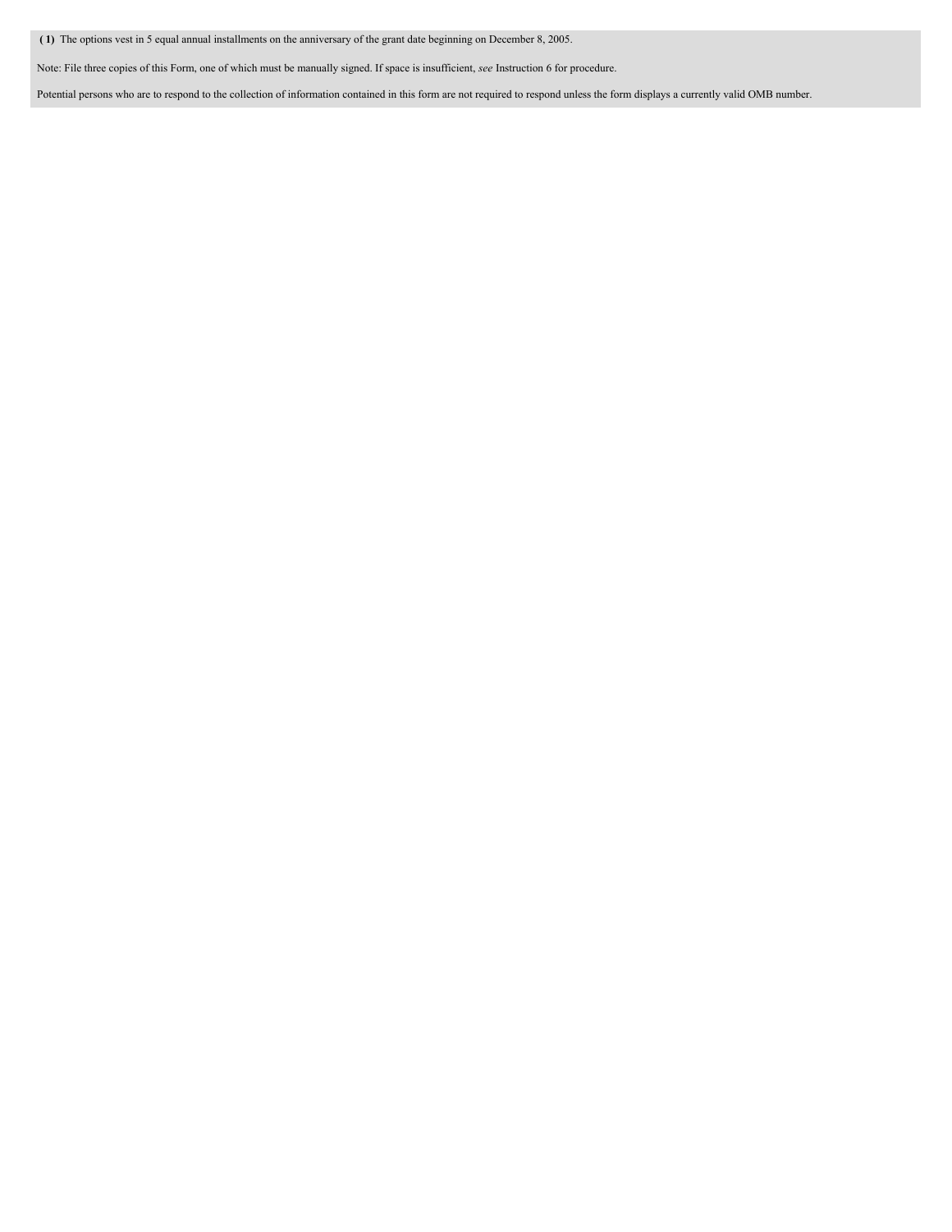**( 1)** The options vest in 5 equal annual installments on the anniversary of the grant date beginning on December 8, 2005.

Note: File three copies of this Form, one of which must be manually signed. If space is insufficient, *see* Instruction 6 for procedure.

Potential persons who are to respond to the collection of information contained in this form are not required to respond unless the form displays a currently valid OMB number.